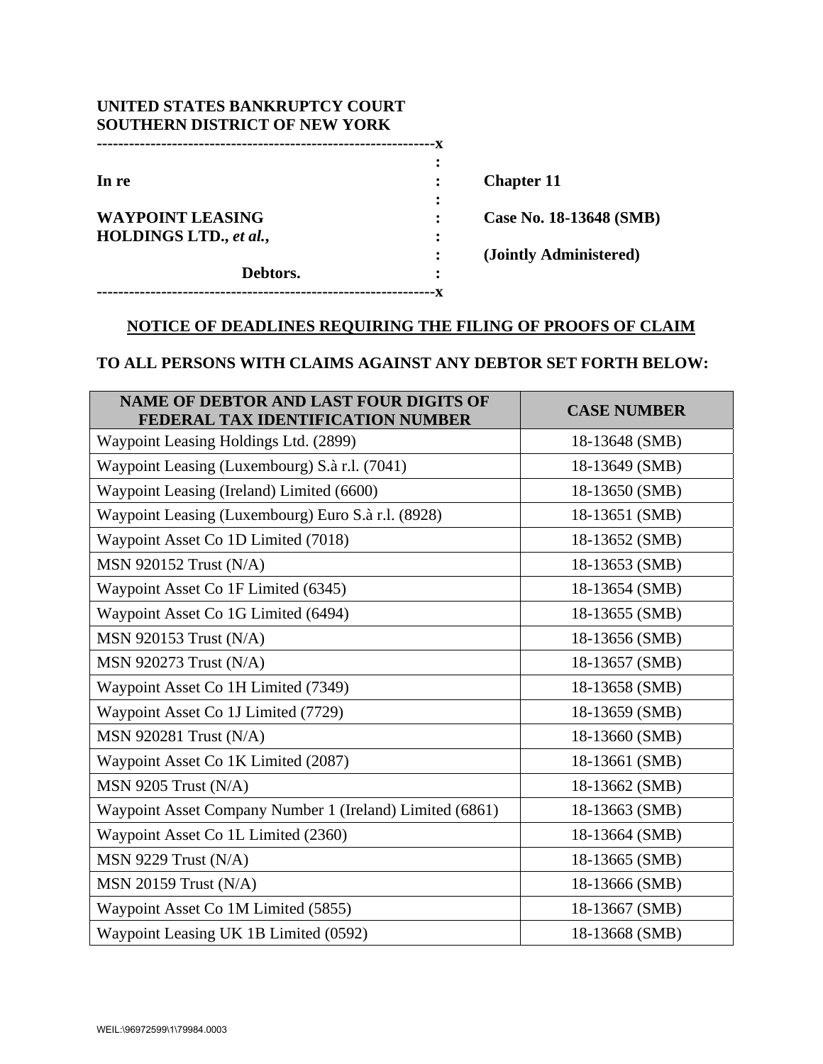**UNITED STATES BANKRUPTCY COURT**
**SOUTHERN DISTRICT OF NEW YORK**

| | | |
|---|---|---|
| **In re** | : | **Chapter 11** |
| | : | |
| **WAYPOINT LEASING HOLDINGS LTD.,** ***et al.*****,** | : | **Case No. 18-13648 (SMB)** |
| | : | **(Jointly Administered)** |
| **Debtors.** | : | |

**NOTICE OF DEADLINES REQUIRING THE FILING OF PROOFS OF CLAIM**

**TO ALL PERSONS WITH CLAIMS AGAINST ANY DEBTOR SET FORTH BELOW:**

| NAME OF DEBTOR AND LAST FOUR DIGITS OF FEDERAL TAX IDENTIFICATION NUMBER | CASE NUMBER |
|---|---|
| Waypoint Leasing Holdings Ltd. (2899) | 18-13648 (SMB) |
| Waypoint Leasing (Luxembourg) S.à r.l. (7041) | 18-13649 (SMB) |
| Waypoint Leasing (Ireland) Limited (6600) | 18-13650 (SMB) |
| Waypoint Leasing (Luxembourg) Euro S.à r.l. (8928) | 18-13651 (SMB) |
| Waypoint Asset Co 1D Limited (7018) | 18-13652 (SMB) |
| MSN 920152 Trust (N/A) | 18-13653 (SMB) |
| Waypoint Asset Co 1F Limited (6345) | 18-13654 (SMB) |
| Waypoint Asset Co 1G Limited (6494) | 18-13655 (SMB) |
| MSN 920153 Trust (N/A) | 18-13656 (SMB) |
| MSN 920273 Trust (N/A) | 18-13657 (SMB) |
| Waypoint Asset Co 1H Limited (7349) | 18-13658 (SMB) |
| Waypoint Asset Co 1J Limited (7729) | 18-13659 (SMB) |
| MSN 920281 Trust (N/A) | 18-13660 (SMB) |
| Waypoint Asset Co 1K Limited (2087) | 18-13661 (SMB) |
| MSN 9205 Trust (N/A) | 18-13662 (SMB) |
| Waypoint Asset Company Number 1 (Ireland) Limited (6861) | 18-13663 (SMB) |
| Waypoint Asset Co 1L Limited (2360) | 18-13664 (SMB) |
| MSN 9229 Trust (N/A) | 18-13665 (SMB) |
| MSN 20159 Trust (N/A) | 18-13666 (SMB) |
| Waypoint Asset Co 1M Limited (5855) | 18-13667 (SMB) |
| Waypoint Leasing UK 1B Limited (0592) | 18-13668 (SMB) |

WEIL:\96972599\1\79984.0003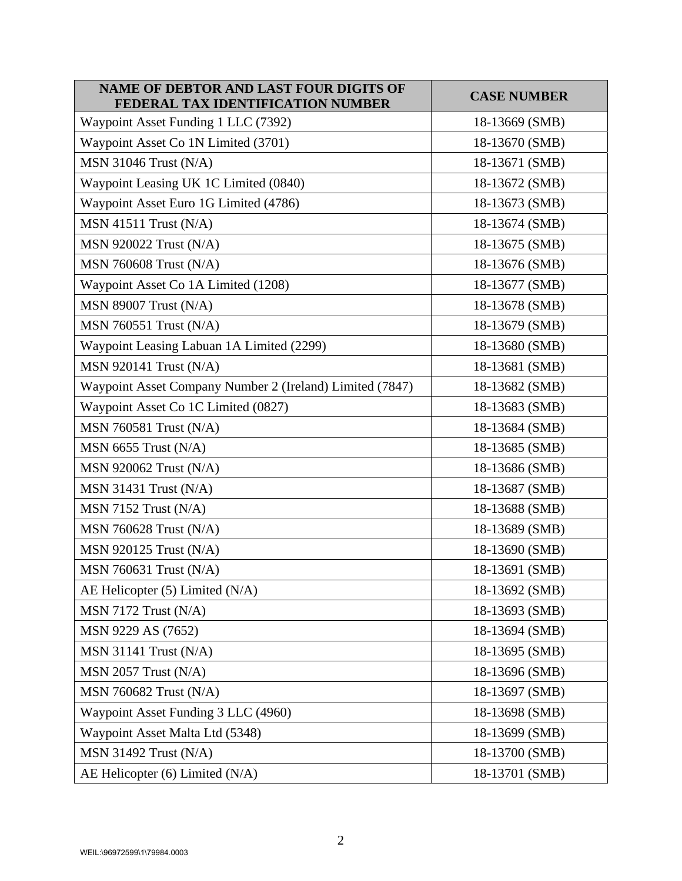| NAME OF DEBTOR AND LAST FOUR DIGITS OF FEDERAL TAX IDENTIFICATION NUMBER | CASE NUMBER |
|---|---|
| Waypoint Asset Funding 1 LLC (7392) | 18-13669 (SMB) |
| Waypoint Asset Co 1N Limited (3701) | 18-13670 (SMB) |
| MSN 31046 Trust (N/A) | 18-13671 (SMB) |
| Waypoint Leasing UK 1C Limited (0840) | 18-13672 (SMB) |
| Waypoint Asset Euro 1G Limited (4786) | 18-13673 (SMB) |
| MSN 41511 Trust (N/A) | 18-13674 (SMB) |
| MSN 920022 Trust (N/A) | 18-13675 (SMB) |
| MSN 760608 Trust (N/A) | 18-13676 (SMB) |
| Waypoint Asset Co 1A Limited (1208) | 18-13677 (SMB) |
| MSN 89007 Trust (N/A) | 18-13678 (SMB) |
| MSN 760551 Trust (N/A) | 18-13679 (SMB) |
| Waypoint Leasing Labuan 1A Limited (2299) | 18-13680 (SMB) |
| MSN 920141 Trust (N/A) | 18-13681 (SMB) |
| Waypoint Asset Company Number 2 (Ireland) Limited (7847) | 18-13682 (SMB) |
| Waypoint Asset Co 1C Limited (0827) | 18-13683 (SMB) |
| MSN 760581 Trust (N/A) | 18-13684 (SMB) |
| MSN 6655 Trust (N/A) | 18-13685 (SMB) |
| MSN 920062 Trust (N/A) | 18-13686 (SMB) |
| MSN 31431 Trust (N/A) | 18-13687 (SMB) |
| MSN 7152 Trust (N/A) | 18-13688 (SMB) |
| MSN 760628 Trust (N/A) | 18-13689 (SMB) |
| MSN 920125 Trust (N/A) | 18-13690 (SMB) |
| MSN 760631 Trust (N/A) | 18-13691 (SMB) |
| AE Helicopter (5) Limited (N/A) | 18-13692 (SMB) |
| MSN 7172 Trust (N/A) | 18-13693 (SMB) |
| MSN 9229 AS (7652) | 18-13694 (SMB) |
| MSN 31141 Trust (N/A) | 18-13695 (SMB) |
| MSN 2057 Trust (N/A) | 18-13696 (SMB) |
| MSN 760682 Trust (N/A) | 18-13697 (SMB) |
| Waypoint Asset Funding 3 LLC (4960) | 18-13698 (SMB) |
| Waypoint Asset Malta Ltd (5348) | 18-13699 (SMB) |
| MSN 31492 Trust (N/A) | 18-13700 (SMB) |
| AE Helicopter (6) Limited (N/A) | 18-13701 (SMB) |

WEIL:\96972599\1\79984.0003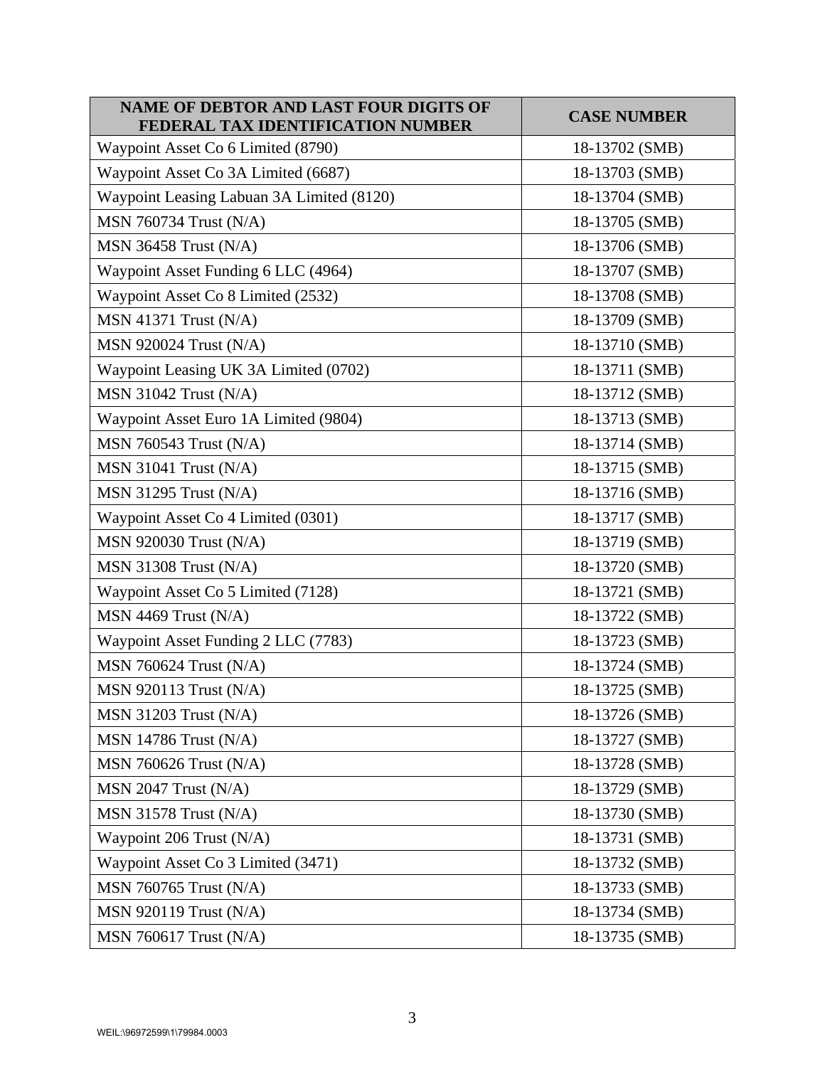| NAME OF DEBTOR AND LAST FOUR DIGITS OF FEDERAL TAX IDENTIFICATION NUMBER | CASE NUMBER |
|---|---|
| Waypoint Asset Co 6 Limited (8790) | 18-13702 (SMB) |
| Waypoint Asset Co 3A Limited (6687) | 18-13703 (SMB) |
| Waypoint Leasing Labuan 3A Limited (8120) | 18-13704 (SMB) |
| MSN 760734 Trust (N/A) | 18-13705 (SMB) |
| MSN 36458 Trust (N/A) | 18-13706 (SMB) |
| Waypoint Asset Funding 6 LLC (4964) | 18-13707 (SMB) |
| Waypoint Asset Co 8 Limited (2532) | 18-13708 (SMB) |
| MSN 41371 Trust (N/A) | 18-13709 (SMB) |
| MSN 920024 Trust (N/A) | 18-13710 (SMB) |
| Waypoint Leasing UK 3A Limited (0702) | 18-13711 (SMB) |
| MSN 31042 Trust (N/A) | 18-13712 (SMB) |
| Waypoint Asset Euro 1A Limited (9804) | 18-13713 (SMB) |
| MSN 760543 Trust (N/A) | 18-13714 (SMB) |
| MSN 31041 Trust (N/A) | 18-13715 (SMB) |
| MSN 31295 Trust (N/A) | 18-13716 (SMB) |
| Waypoint Asset Co 4 Limited (0301) | 18-13717 (SMB) |
| MSN 920030 Trust (N/A) | 18-13719 (SMB) |
| MSN 31308 Trust (N/A) | 18-13720 (SMB) |
| Waypoint Asset Co 5 Limited (7128) | 18-13721 (SMB) |
| MSN 4469 Trust (N/A) | 18-13722 (SMB) |
| Waypoint Asset Funding 2 LLC (7783) | 18-13723 (SMB) |
| MSN 760624 Trust (N/A) | 18-13724 (SMB) |
| MSN 920113 Trust (N/A) | 18-13725 (SMB) |
| MSN 31203 Trust (N/A) | 18-13726 (SMB) |
| MSN 14786 Trust (N/A) | 18-13727 (SMB) |
| MSN 760626 Trust (N/A) | 18-13728 (SMB) |
| MSN 2047 Trust (N/A) | 18-13729 (SMB) |
| MSN 31578 Trust (N/A) | 18-13730 (SMB) |
| Waypoint 206 Trust (N/A) | 18-13731 (SMB) |
| Waypoint Asset Co 3 Limited (3471) | 18-13732 (SMB) |
| MSN 760765 Trust (N/A) | 18-13733 (SMB) |
| MSN 920119 Trust (N/A) | 18-13734 (SMB) |
| MSN 760617 Trust (N/A) | 18-13735 (SMB) |

WEIL:\96972599\1\79984.0003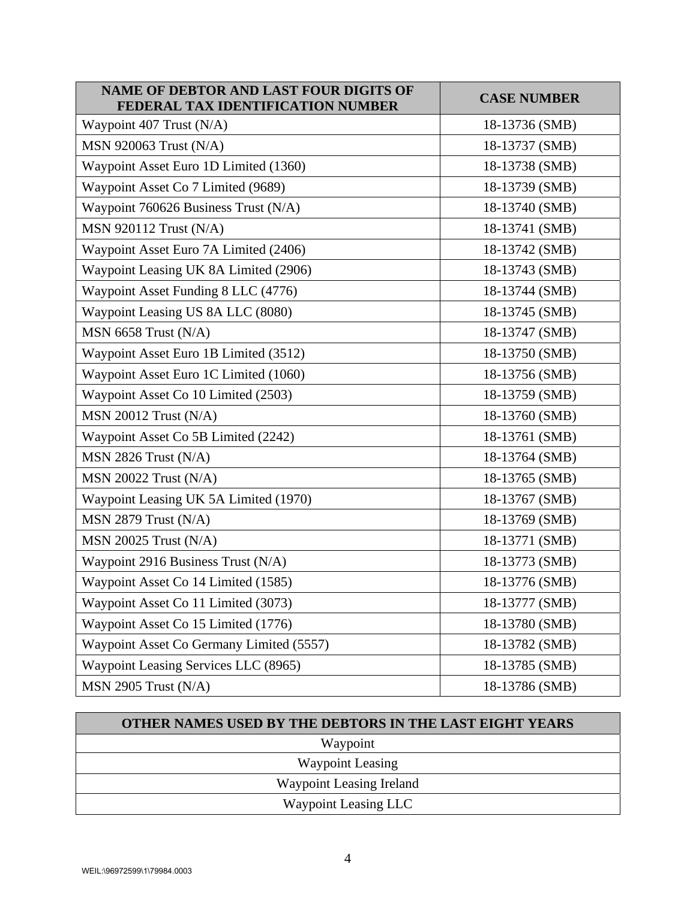| NAME OF DEBTOR AND LAST FOUR DIGITS OF FEDERAL TAX IDENTIFICATION NUMBER | CASE NUMBER |
|---|---|
| Waypoint 407 Trust (N/A) | 18-13736 (SMB) |
| MSN 920063 Trust (N/A) | 18-13737 (SMB) |
| Waypoint Asset Euro 1D Limited (1360) | 18-13738 (SMB) |
| Waypoint Asset Co 7 Limited (9689) | 18-13739 (SMB) |
| Waypoint 760626 Business Trust (N/A) | 18-13740 (SMB) |
| MSN 920112 Trust (N/A) | 18-13741 (SMB) |
| Waypoint Asset Euro 7A Limited (2406) | 18-13742 (SMB) |
| Waypoint Leasing UK 8A Limited (2906) | 18-13743 (SMB) |
| Waypoint Asset Funding 8 LLC (4776) | 18-13744 (SMB) |
| Waypoint Leasing US 8A LLC (8080) | 18-13745 (SMB) |
| MSN 6658 Trust (N/A) | 18-13747 (SMB) |
| Waypoint Asset Euro 1B Limited (3512) | 18-13750 (SMB) |
| Waypoint Asset Euro 1C Limited (1060) | 18-13756 (SMB) |
| Waypoint Asset Co 10 Limited (2503) | 18-13759 (SMB) |
| MSN 20012 Trust (N/A) | 18-13760 (SMB) |
| Waypoint Asset Co 5B Limited (2242) | 18-13761 (SMB) |
| MSN 2826 Trust (N/A) | 18-13764 (SMB) |
| MSN 20022 Trust (N/A) | 18-13765 (SMB) |
| Waypoint Leasing UK 5A Limited (1970) | 18-13767 (SMB) |
| MSN 2879 Trust (N/A) | 18-13769 (SMB) |
| MSN 20025 Trust (N/A) | 18-13771 (SMB) |
| Waypoint 2916 Business Trust (N/A) | 18-13773 (SMB) |
| Waypoint Asset Co 14 Limited (1585) | 18-13776 (SMB) |
| Waypoint Asset Co 11 Limited (3073) | 18-13777 (SMB) |
| Waypoint Asset Co 15 Limited (1776) | 18-13780 (SMB) |
| Waypoint Asset Co Germany Limited (5557) | 18-13782 (SMB) |
| Waypoint Leasing Services LLC (8965) | 18-13785 (SMB) |
| MSN 2905 Trust (N/A) | 18-13786 (SMB) |

| OTHER NAMES USED BY THE DEBTORS IN THE LAST EIGHT YEARS |
|---|
| Waypoint |
| Waypoint Leasing |
| Waypoint Leasing Ireland |
| Waypoint Leasing LLC |

WEIL:\96972599\1\79984.0003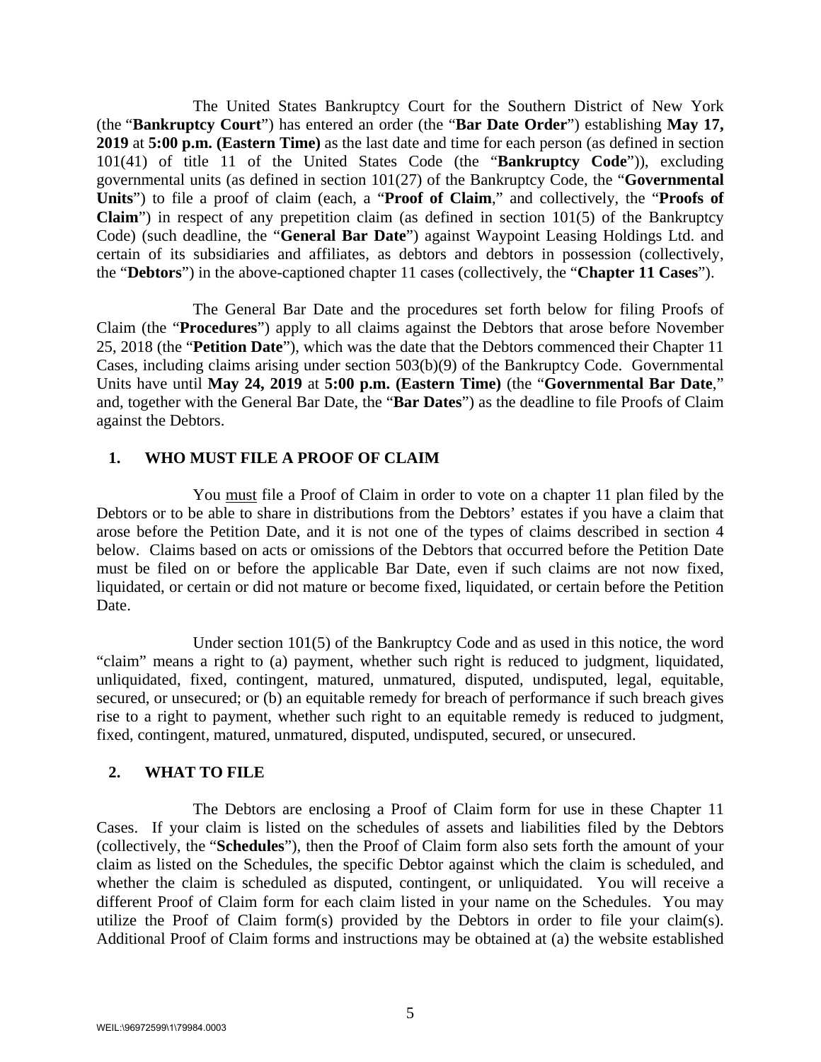The United States Bankruptcy Court for the Southern District of New York (the "**Bankruptcy Court**") has entered an order (the "**Bar Date Order**") establishing **May 17, 2019** at **5:00 p.m. (Eastern Time)** as the last date and time for each person (as defined in section 101(41) of title 11 of the United States Code (the "**Bankruptcy Code**")), excluding governmental units (as defined in section 101(27) of the Bankruptcy Code, the "**Governmental Units**") to file a proof of claim (each, a "**Proof of Claim**," and collectively, the "**Proofs of Claim**") in respect of any prepetition claim (as defined in section 101(5) of the Bankruptcy Code) (such deadline, the "**General Bar Date**") against Waypoint Leasing Holdings Ltd. and certain of its subsidiaries and affiliates, as debtors and debtors in possession (collectively, the "**Debtors**") in the above-captioned chapter 11 cases (collectively, the "**Chapter 11 Cases**").

The General Bar Date and the procedures set forth below for filing Proofs of Claim (the "**Procedures**") apply to all claims against the Debtors that arose before November 25, 2018 (the "**Petition Date**"), which was the date that the Debtors commenced their Chapter 11 Cases, including claims arising under section 503(b)(9) of the Bankruptcy Code. Governmental Units have until **May 24, 2019** at **5:00 p.m. (Eastern Time)** (the "**Governmental Bar Date**," and, together with the General Bar Date, the "**Bar Dates**") as the deadline to file Proofs of Claim against the Debtors.

## 1. WHO MUST FILE A PROOF OF CLAIM

You <u>must</u> file a Proof of Claim in order to vote on a chapter 11 plan filed by the Debtors or to be able to share in distributions from the Debtors' estates if you have a claim that arose before the Petition Date, and it is not one of the types of claims described in section 4 below. Claims based on acts or omissions of the Debtors that occurred before the Petition Date must be filed on or before the applicable Bar Date, even if such claims are not now fixed, liquidated, or certain or did not mature or become fixed, liquidated, or certain before the Petition Date.

Under section 101(5) of the Bankruptcy Code and as used in this notice, the word "claim" means a right to (a) payment, whether such right is reduced to judgment, liquidated, unliquidated, fixed, contingent, matured, unmatured, disputed, undisputed, legal, equitable, secured, or unsecured; or (b) an equitable remedy for breach of performance if such breach gives rise to a right to payment, whether such right to an equitable remedy is reduced to judgment, fixed, contingent, matured, unmatured, disputed, undisputed, secured, or unsecured.

## 2. WHAT TO FILE

The Debtors are enclosing a Proof of Claim form for use in these Chapter 11 Cases. If your claim is listed on the schedules of assets and liabilities filed by the Debtors (collectively, the "**Schedules**"), then the Proof of Claim form also sets forth the amount of your claim as listed on the Schedules, the specific Debtor against which the claim is scheduled, and whether the claim is scheduled as disputed, contingent, or unliquidated. You will receive a different Proof of Claim form for each claim listed in your name on the Schedules. You may utilize the Proof of Claim form(s) provided by the Debtors in order to file your claim(s). Additional Proof of Claim forms and instructions may be obtained at (a) the website established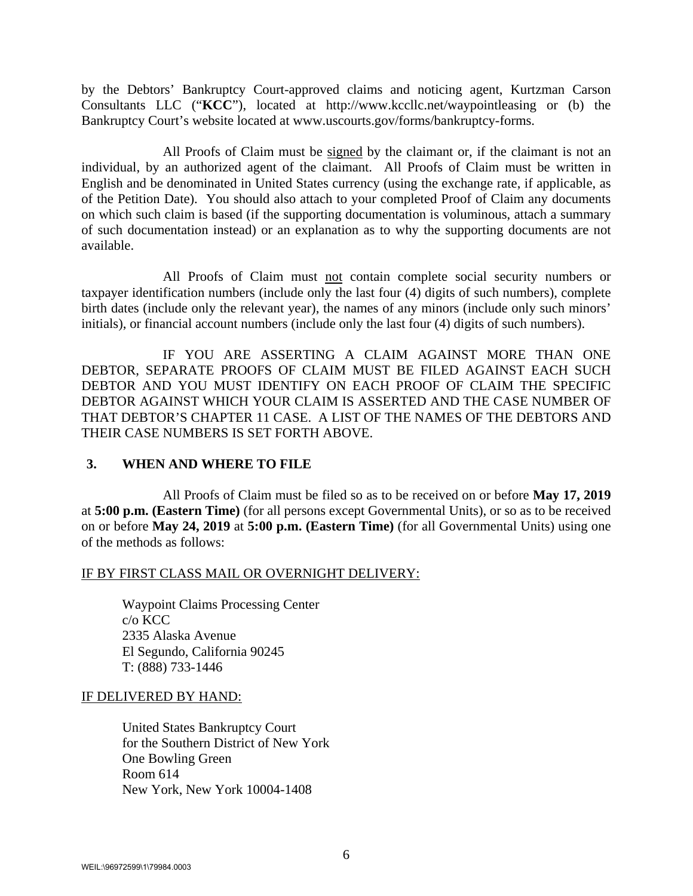by the Debtors' Bankruptcy Court-approved claims and noticing agent, Kurtzman Carson Consultants LLC ("**KCC**"), located at http://www.kccllc.net/waypointleasing or (b) the Bankruptcy Court's website located at www.uscourts.gov/forms/bankruptcy-forms.

All Proofs of Claim must be signed by the claimant or, if the claimant is not an individual, by an authorized agent of the claimant. All Proofs of Claim must be written in English and be denominated in United States currency (using the exchange rate, if applicable, as of the Petition Date). You should also attach to your completed Proof of Claim any documents on which such claim is based (if the supporting documentation is voluminous, attach a summary of such documentation instead) or an explanation as to why the supporting documents are not available.

All Proofs of Claim must not contain complete social security numbers or taxpayer identification numbers (include only the last four (4) digits of such numbers), complete birth dates (include only the relevant year), the names of any minors (include only such minors' initials), or financial account numbers (include only the last four (4) digits of such numbers).

IF YOU ARE ASSERTING A CLAIM AGAINST MORE THAN ONE DEBTOR, SEPARATE PROOFS OF CLAIM MUST BE FILED AGAINST EACH SUCH DEBTOR AND YOU MUST IDENTIFY ON EACH PROOF OF CLAIM THE SPECIFIC DEBTOR AGAINST WHICH YOUR CLAIM IS ASSERTED AND THE CASE NUMBER OF THAT DEBTOR'S CHAPTER 11 CASE. A LIST OF THE NAMES OF THE DEBTORS AND THEIR CASE NUMBERS IS SET FORTH ABOVE.

## 3. WHEN AND WHERE TO FILE

All Proofs of Claim must be filed so as to be received on or before **May 17, 2019** at **5:00 p.m. (Eastern Time)** (for all persons except Governmental Units), or so as to be received on or before **May 24, 2019** at **5:00 p.m. (Eastern Time)** (for all Governmental Units) using one of the methods as follows:

IF BY FIRST CLASS MAIL OR OVERNIGHT DELIVERY:

Waypoint Claims Processing Center
c/o KCC
2335 Alaska Avenue
El Segundo, California 90245
T: (888) 733-1446

IF DELIVERED BY HAND:

United States Bankruptcy Court
for the Southern District of New York
One Bowling Green
Room 614
New York, New York 10004-1408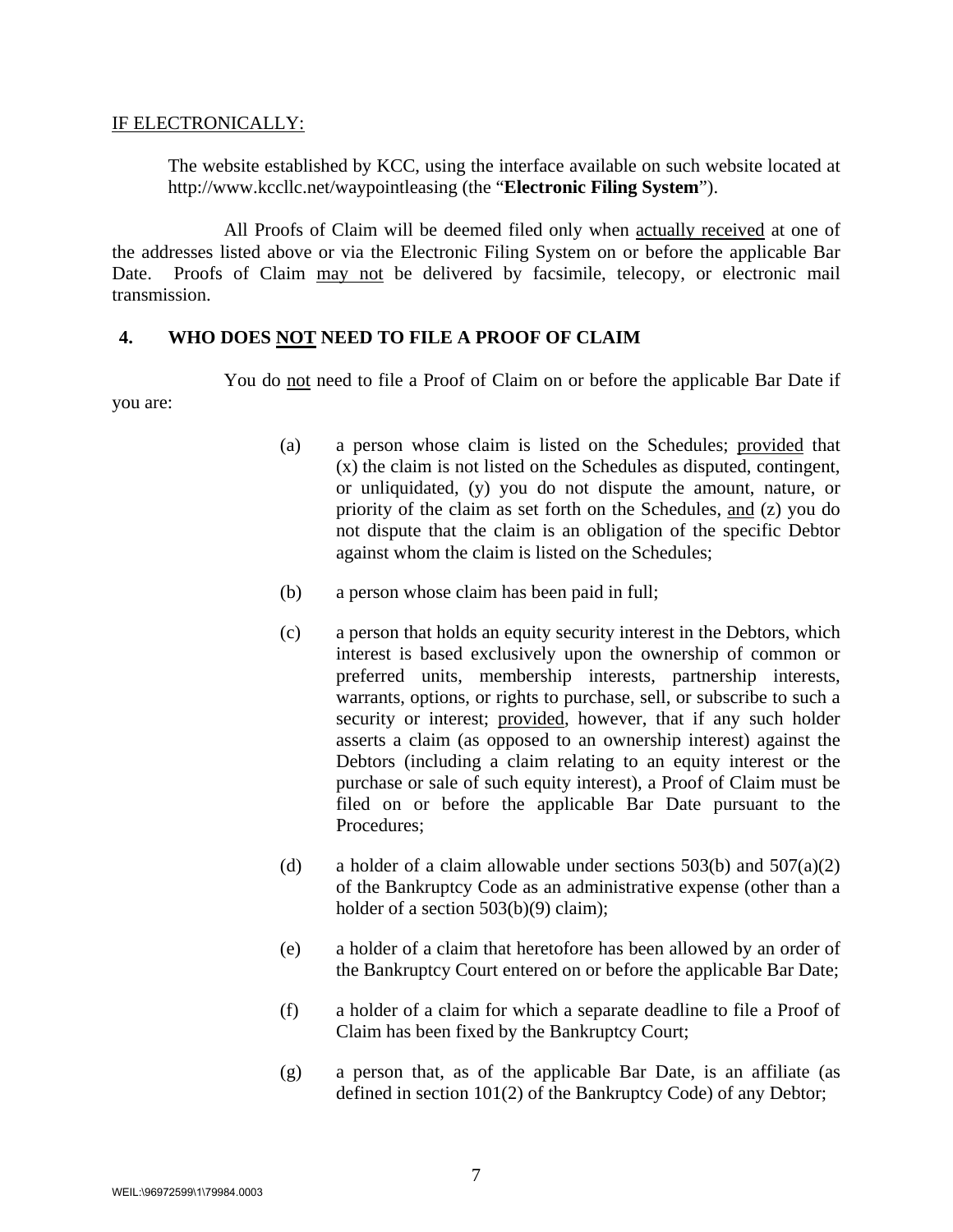IF ELECTRONICALLY:

The website established by KCC, using the interface available on such website located at http://www.kccllc.net/waypointleasing (the "**Electronic Filing System**").

All Proofs of Claim will be deemed filed only when actually received at one of the addresses listed above or via the Electronic Filing System on or before the applicable Bar Date. Proofs of Claim may not be delivered by facsimile, telecopy, or electronic mail transmission.

## 4. WHO DOES NOT NEED TO FILE A PROOF OF CLAIM

You do not need to file a Proof of Claim on or before the applicable Bar Date if you are:

(a) a person whose claim is listed on the Schedules; provided that (x) the claim is not listed on the Schedules as disputed, contingent, or unliquidated, (y) you do not dispute the amount, nature, or priority of the claim as set forth on the Schedules, and (z) you do not dispute that the claim is an obligation of the specific Debtor against whom the claim is listed on the Schedules;

(b) a person whose claim has been paid in full;

(c) a person that holds an equity security interest in the Debtors, which interest is based exclusively upon the ownership of common or preferred units, membership interests, partnership interests, warrants, options, or rights to purchase, sell, or subscribe to such a security or interest; provided, however, that if any such holder asserts a claim (as opposed to an ownership interest) against the Debtors (including a claim relating to an equity interest or the purchase or sale of such equity interest), a Proof of Claim must be filed on or before the applicable Bar Date pursuant to the Procedures;

(d) a holder of a claim allowable under sections 503(b) and 507(a)(2) of the Bankruptcy Code as an administrative expense (other than a holder of a section 503(b)(9) claim);

(e) a holder of a claim that heretofore has been allowed by an order of the Bankruptcy Court entered on or before the applicable Bar Date;

(f) a holder of a claim for which a separate deadline to file a Proof of Claim has been fixed by the Bankruptcy Court;

(g) a person that, as of the applicable Bar Date, is an affiliate (as defined in section 101(2) of the Bankruptcy Code) of any Debtor;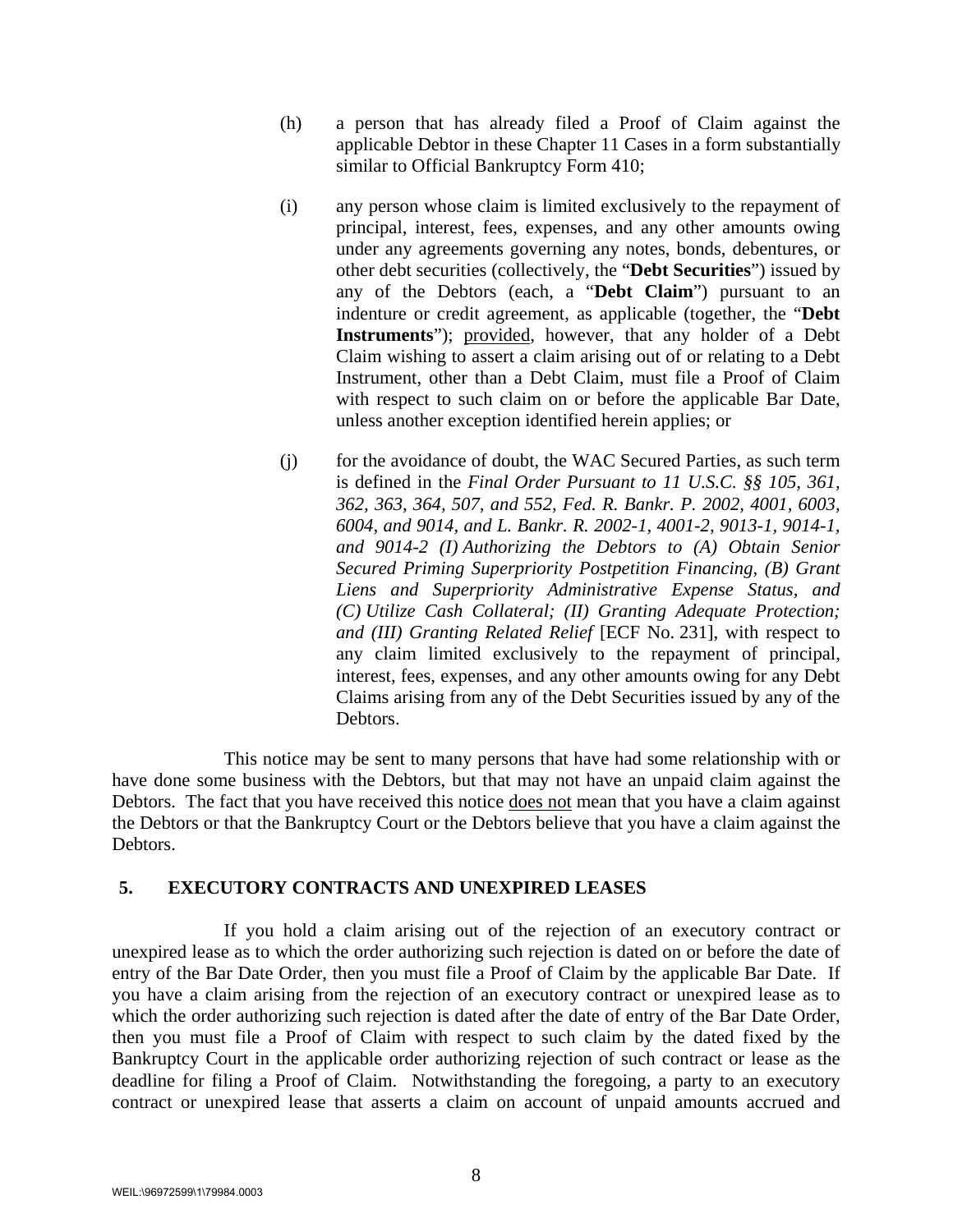(h) a person that has already filed a Proof of Claim against the applicable Debtor in these Chapter 11 Cases in a form substantially similar to Official Bankruptcy Form 410;

(i) any person whose claim is limited exclusively to the repayment of principal, interest, fees, expenses, and any other amounts owing under any agreements governing any notes, bonds, debentures, or other debt securities (collectively, the "**Debt Securities**") issued by any of the Debtors (each, a "**Debt Claim**") pursuant to an indenture or credit agreement, as applicable (together, the "**Debt Instruments**"); provided, however, that any holder of a Debt Claim wishing to assert a claim arising out of or relating to a Debt Instrument, other than a Debt Claim, must file a Proof of Claim with respect to such claim on or before the applicable Bar Date, unless another exception identified herein applies; or

(j) for the avoidance of doubt, the WAC Secured Parties, as such term is defined in the *Final Order Pursuant to 11 U.S.C. §§ 105, 361, 362, 363, 364, 507, and 552, Fed. R. Bankr. P. 2002, 4001, 6003, 6004, and 9014, and L. Bankr. R. 2002-1, 4001-2, 9013-1, 9014-1, and 9014-2 (I) Authorizing the Debtors to (A) Obtain Senior Secured Priming Superpriority Postpetition Financing, (B) Grant Liens and Superpriority Administrative Expense Status, and (C) Utilize Cash Collateral; (II) Granting Adequate Protection; and (III) Granting Related Relief* [ECF No. 231], with respect to any claim limited exclusively to the repayment of principal, interest, fees, expenses, and any other amounts owing for any Debt Claims arising from any of the Debt Securities issued by any of the Debtors.

This notice may be sent to many persons that have had some relationship with or have done some business with the Debtors, but that may not have an unpaid claim against the Debtors. The fact that you have received this notice does not mean that you have a claim against the Debtors or that the Bankruptcy Court or the Debtors believe that you have a claim against the Debtors.

## 5. EXECUTORY CONTRACTS AND UNEXPIRED LEASES

If you hold a claim arising out of the rejection of an executory contract or unexpired lease as to which the order authorizing such rejection is dated on or before the date of entry of the Bar Date Order, then you must file a Proof of Claim by the applicable Bar Date. If you have a claim arising from the rejection of an executory contract or unexpired lease as to which the order authorizing such rejection is dated after the date of entry of the Bar Date Order, then you must file a Proof of Claim with respect to such claim by the dated fixed by the Bankruptcy Court in the applicable order authorizing rejection of such contract or lease as the deadline for filing a Proof of Claim. Notwithstanding the foregoing, a party to an executory contract or unexpired lease that asserts a claim on account of unpaid amounts accrued and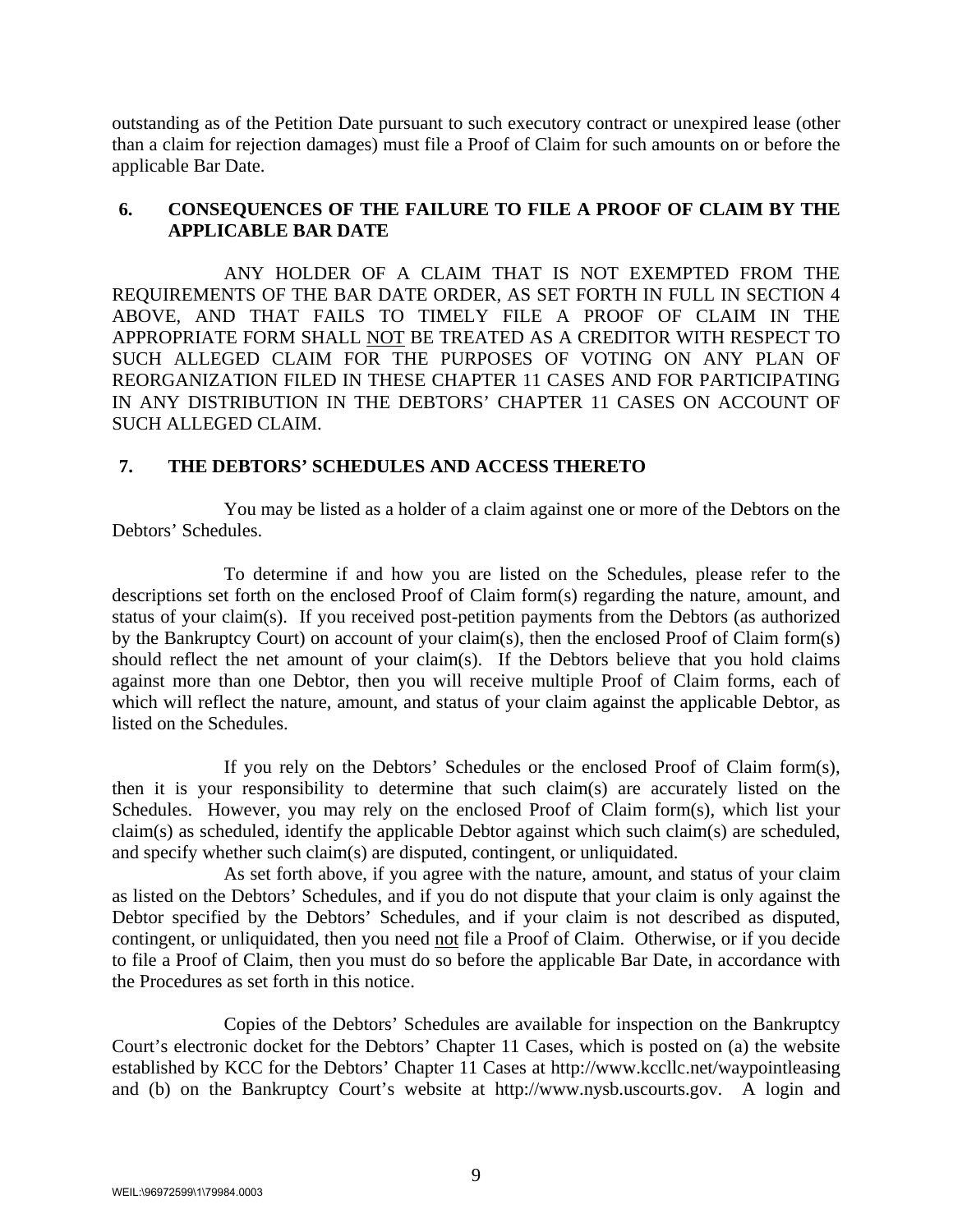outstanding as of the Petition Date pursuant to such executory contract or unexpired lease (other than a claim for rejection damages) must file a Proof of Claim for such amounts on or before the applicable Bar Date.

## 6. CONSEQUENCES OF THE FAILURE TO FILE A PROOF OF CLAIM BY THE APPLICABLE BAR DATE

ANY HOLDER OF A CLAIM THAT IS NOT EXEMPTED FROM THE REQUIREMENTS OF THE BAR DATE ORDER, AS SET FORTH IN FULL IN SECTION 4 ABOVE, AND THAT FAILS TO TIMELY FILE A PROOF OF CLAIM IN THE APPROPRIATE FORM SHALL NOT BE TREATED AS A CREDITOR WITH RESPECT TO SUCH ALLEGED CLAIM FOR THE PURPOSES OF VOTING ON ANY PLAN OF REORGANIZATION FILED IN THESE CHAPTER 11 CASES AND FOR PARTICIPATING IN ANY DISTRIBUTION IN THE DEBTORS' CHAPTER 11 CASES ON ACCOUNT OF SUCH ALLEGED CLAIM.

## 7. THE DEBTORS' SCHEDULES AND ACCESS THERETO

You may be listed as a holder of a claim against one or more of the Debtors on the Debtors' Schedules.

To determine if and how you are listed on the Schedules, please refer to the descriptions set forth on the enclosed Proof of Claim form(s) regarding the nature, amount, and status of your claim(s). If you received post-petition payments from the Debtors (as authorized by the Bankruptcy Court) on account of your claim(s), then the enclosed Proof of Claim form(s) should reflect the net amount of your claim(s). If the Debtors believe that you hold claims against more than one Debtor, then you will receive multiple Proof of Claim forms, each of which will reflect the nature, amount, and status of your claim against the applicable Debtor, as listed on the Schedules.

If you rely on the Debtors' Schedules or the enclosed Proof of Claim form(s), then it is your responsibility to determine that such claim(s) are accurately listed on the Schedules. However, you may rely on the enclosed Proof of Claim form(s), which list your claim(s) as scheduled, identify the applicable Debtor against which such claim(s) are scheduled, and specify whether such claim(s) are disputed, contingent, or unliquidated.

As set forth above, if you agree with the nature, amount, and status of your claim as listed on the Debtors' Schedules, and if you do not dispute that your claim is only against the Debtor specified by the Debtors' Schedules, and if your claim is not described as disputed, contingent, or unliquidated, then you need not file a Proof of Claim. Otherwise, or if you decide to file a Proof of Claim, then you must do so before the applicable Bar Date, in accordance with the Procedures as set forth in this notice.

Copies of the Debtors' Schedules are available for inspection on the Bankruptcy Court's electronic docket for the Debtors' Chapter 11 Cases, which is posted on (a) the website established by KCC for the Debtors' Chapter 11 Cases at http://www.kccllc.net/waypointleasing and (b) on the Bankruptcy Court's website at http://www.nysb.uscourts.gov. A login and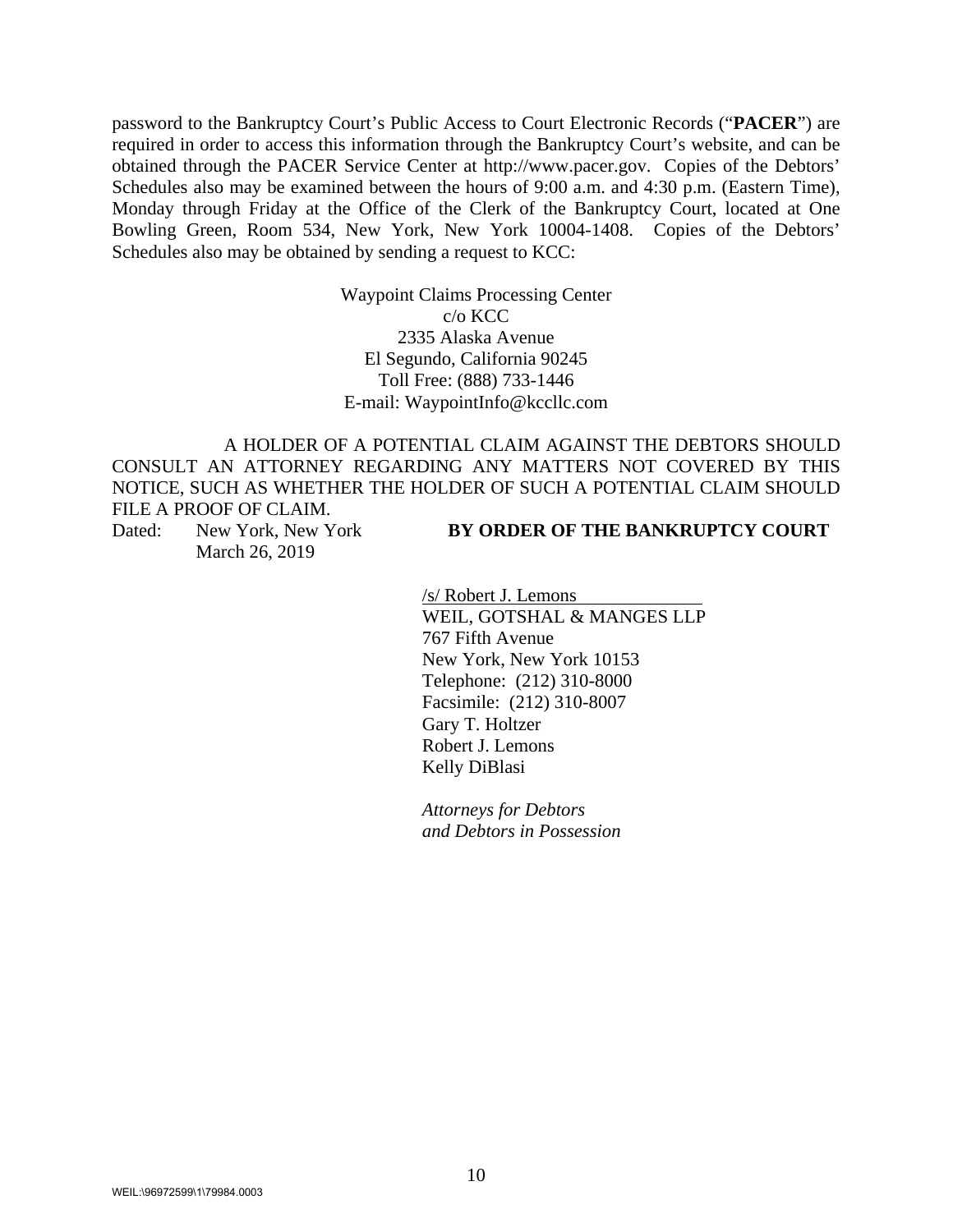password to the Bankruptcy Court's Public Access to Court Electronic Records ("**PACER**") are required in order to access this information through the Bankruptcy Court's website, and can be obtained through the PACER Service Center at http://www.pacer.gov. Copies of the Debtors' Schedules also may be examined between the hours of 9:00 a.m. and 4:30 p.m. (Eastern Time), Monday through Friday at the Office of the Clerk of the Bankruptcy Court, located at One Bowling Green, Room 534, New York, New York 10004-1408. Copies of the Debtors' Schedules also may be obtained by sending a request to KCC:

Waypoint Claims Processing Center
c/o KCC
2335 Alaska Avenue
El Segundo, California 90245
Toll Free: (888) 733-1446
E-mail: WaypointInfo@kccllc.com

A HOLDER OF A POTENTIAL CLAIM AGAINST THE DEBTORS SHOULD CONSULT AN ATTORNEY REGARDING ANY MATTERS NOT COVERED BY THIS NOTICE, SUCH AS WHETHER THE HOLDER OF SUCH A POTENTIAL CLAIM SHOULD FILE A PROOF OF CLAIM.

Dated: New York, New York
March 26, 2019

**BY ORDER OF THE BANKRUPTCY COURT**

/s/ Robert J. Lemons
WEIL, GOTSHAL & MANGES LLP
767 Fifth Avenue
New York, New York 10153
Telephone: (212) 310-8000
Facsimile: (212) 310-8007
Gary T. Holtzer
Robert J. Lemons
Kelly DiBlasi

*Attorneys for Debtors*
*and Debtors in Possession*

WEIL:\96972599\1\79984.0003